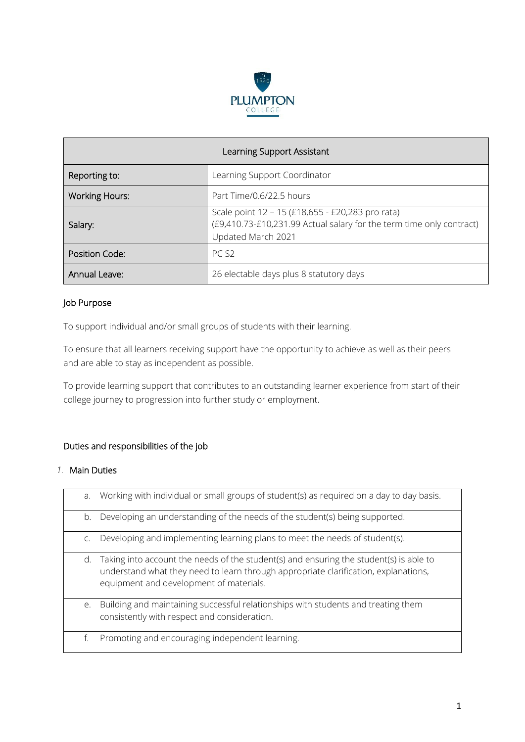PLUMPTON COLLEGE

| Learning Support Assistant | |
|---|---|
| Reporting to: | Learning Support Coordinator |
| Working Hours: | Part Time/0.6/22.5 hours |
| Salary: | Scale point 12 – 15 (£18,655 - £20,283 pro rata)<br>(£9,410.73-£10,231.99 Actual salary for the term time only contract)<br>Updated March 2021 |
| Position Code: | PC S2 |
| Annual Leave: | 26 electable days plus 8 statutory days |

## Job Purpose

To support individual and/or small groups of students with their learning.

To ensure that all learners receiving support have the opportunity to achieve as well as their peers and are able to stay as independent as possible.

To provide learning support that contributes to an outstanding learner experience from start of their college journey to progression into further study or employment.

## Duties and responsibilities of the job

### 1. Main Duties

| |
|---|
| a. Working with individual or small groups of student(s) as required on a day to day basis. |
| b. Developing an understanding of the needs of the student(s) being supported. |
| c. Developing and implementing learning plans to meet the needs of student(s). |
| d. Taking into account the needs of the student(s) and ensuring the student(s) is able to understand what they need to learn through appropriate clarification, explanations, equipment and development of materials. |
| e. Building and maintaining successful relationships with students and treating them consistently with respect and consideration. |
| f. Promoting and encouraging independent learning. |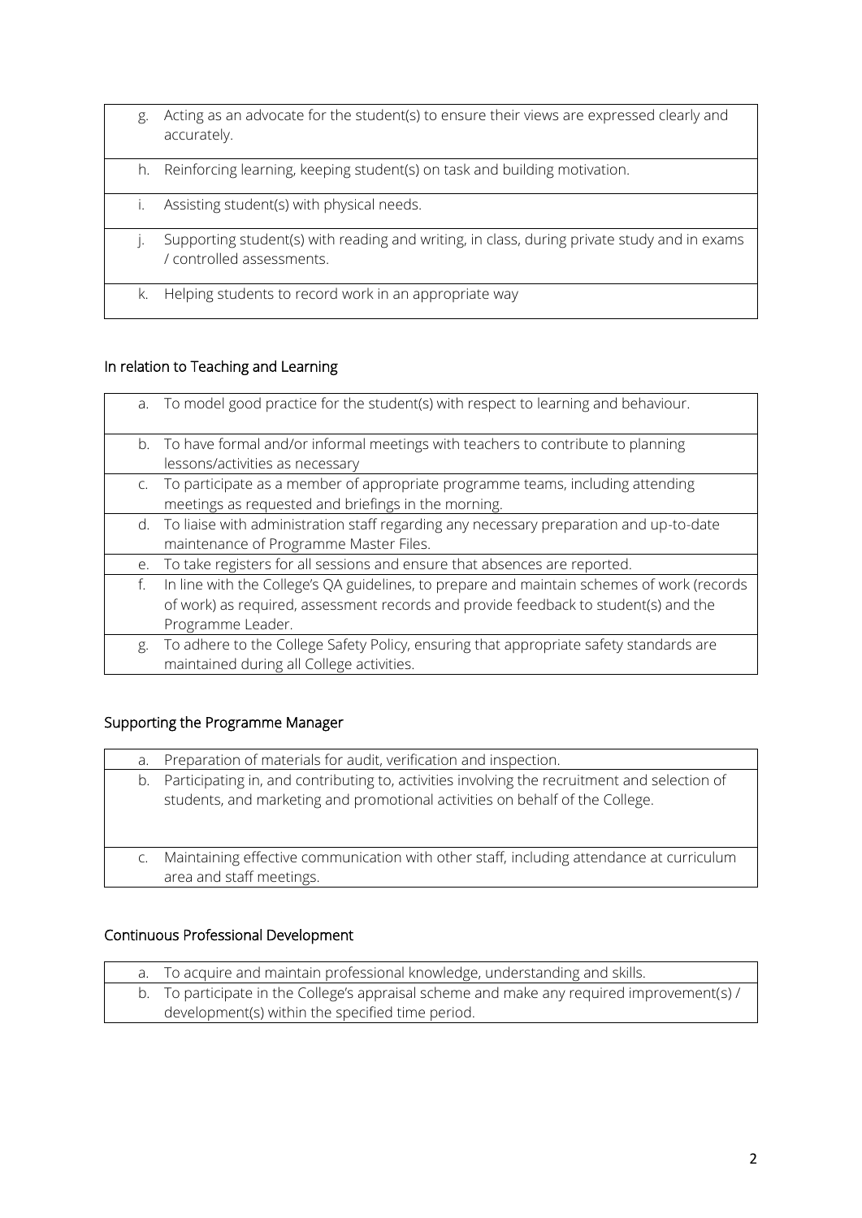| | |
|---|---|
| g. | Acting as an advocate for the student(s) to ensure their views are expressed clearly and accurately. |
| h. | Reinforcing learning, keeping student(s) on task and building motivation. |
| i. | Assisting student(s) with physical needs. |
| j. | Supporting student(s) with reading and writing, in class, during private study and in exams / controlled assessments. |
| k. | Helping students to record work in an appropriate way |

## In relation to Teaching and Learning

| | |
|---|---|
| a. | To model good practice for the student(s) with respect to learning and behaviour. |
| b. | To have formal and/or informal meetings with teachers to contribute to planning lessons/activities as necessary |
| c. | To participate as a member of appropriate programme teams, including attending meetings as requested and briefings in the morning. |
| d. | To liaise with administration staff regarding any necessary preparation and up-to-date maintenance of Programme Master Files. |
| e. | To take registers for all sessions and ensure that absences are reported. |
| f. | In line with the College's QA guidelines, to prepare and maintain schemes of work (records of work) as required, assessment records and provide feedback to student(s) and the Programme Leader. |
| g. | To adhere to the College Safety Policy, ensuring that appropriate safety standards are maintained during all College activities. |

## Supporting the Programme Manager

| | |
|---|---|
| a. | Preparation of materials for audit, verification and inspection. |
| b. | Participating in, and contributing to, activities involving the recruitment and selection of students, and marketing and promotional activities on behalf of the College. |
| c. | Maintaining effective communication with other staff, including attendance at curriculum area and staff meetings. |

## Continuous Professional Development

| | |
|---|---|
| a. | To acquire and maintain professional knowledge, understanding and skills. |
| b. | To participate in the College's appraisal scheme and make any required improvement(s) / development(s) within the specified time period. |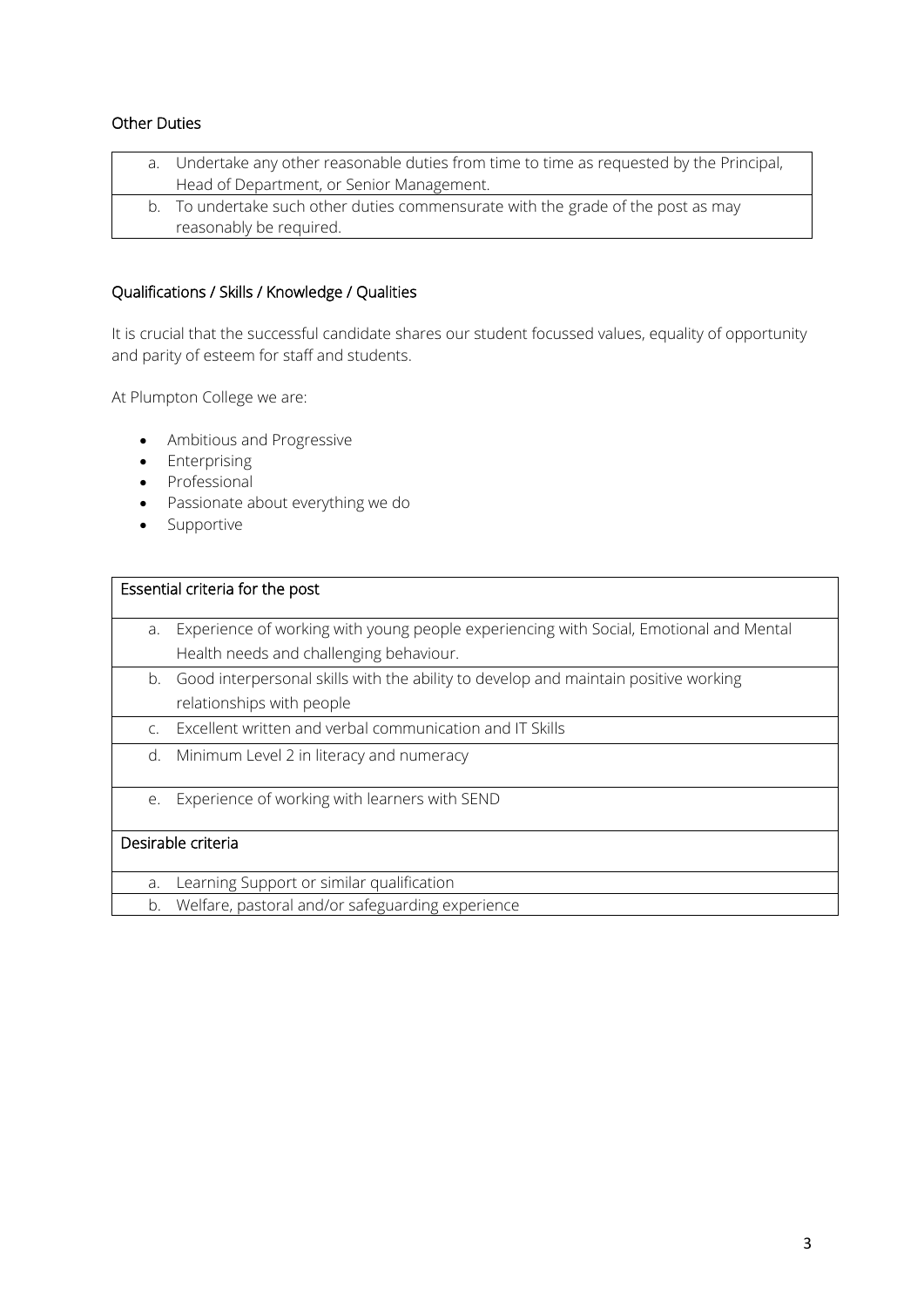### Other Duties

| |
|---|
| a. Undertake any other reasonable duties from time to time as requested by the Principal, Head of Department, or Senior Management. |
| b. To undertake such other duties commensurate with the grade of the post as may reasonably be required. |

### Qualifications / Skills / Knowledge / Qualities

It is crucial that the successful candidate shares our student focussed values, equality of opportunity and parity of esteem for staff and students.

At Plumpton College we are:

- Ambitious and Progressive
- Enterprising
- Professional
- Passionate about everything we do
- Supportive

| Essential criteria for the post |
|---|
| a. Experience of working with young people experiencing with Social, Emotional and Mental Health needs and challenging behaviour. |
| b. Good interpersonal skills with the ability to develop and maintain positive working relationships with people |
| c. Excellent written and verbal communication and IT Skills |
| d. Minimum Level 2 in literacy and numeracy |
| e. Experience of working with learners with SEND |
| **Desirable criteria** |
| a. Learning Support or similar qualification |
| b. Welfare, pastoral and/or safeguarding experience |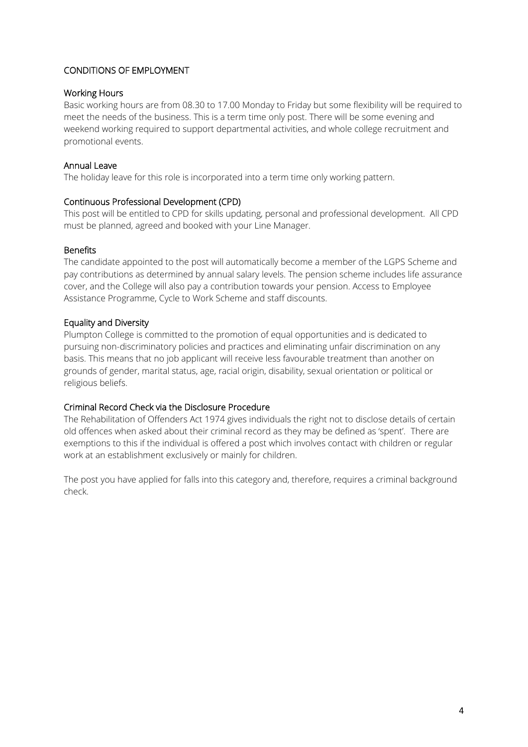## CONDITIONS OF EMPLOYMENT

### Working Hours

Basic working hours are from 08.30 to 17.00 Monday to Friday but some flexibility will be required to meet the needs of the business. This is a term time only post. There will be some evening and weekend working required to support departmental activities, and whole college recruitment and promotional events.

### Annual Leave

The holiday leave for this role is incorporated into a term time only working pattern.

### Continuous Professional Development (CPD)

This post will be entitled to CPD for skills updating, personal and professional development. All CPD must be planned, agreed and booked with your Line Manager.

### Benefits

The candidate appointed to the post will automatically become a member of the LGPS Scheme and pay contributions as determined by annual salary levels. The pension scheme includes life assurance cover, and the College will also pay a contribution towards your pension. Access to Employee Assistance Programme, Cycle to Work Scheme and staff discounts.

### Equality and Diversity

Plumpton College is committed to the promotion of equal opportunities and is dedicated to pursuing non-discriminatory policies and practices and eliminating unfair discrimination on any basis. This means that no job applicant will receive less favourable treatment than another on grounds of gender, marital status, age, racial origin, disability, sexual orientation or political or religious beliefs.

### Criminal Record Check via the Disclosure Procedure

The Rehabilitation of Offenders Act 1974 gives individuals the right not to disclose details of certain old offences when asked about their criminal record as they may be defined as 'spent'. There are exemptions to this if the individual is offered a post which involves contact with children or regular work at an establishment exclusively or mainly for children.

The post you have applied for falls into this category and, therefore, requires a criminal background check.